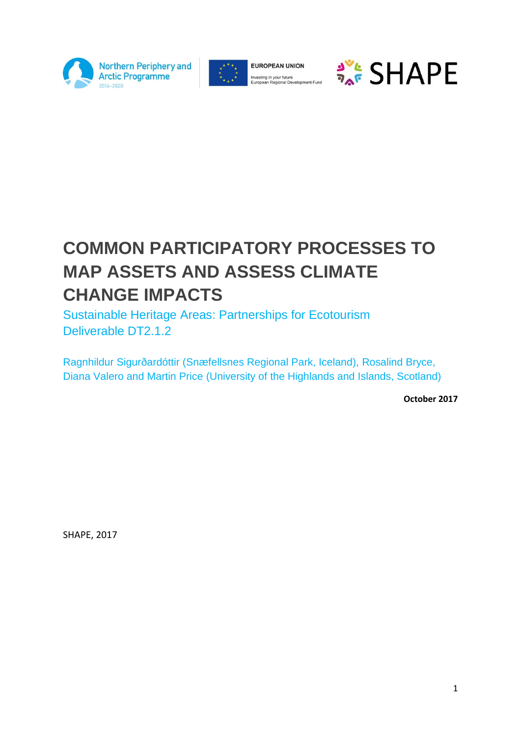Northern Periphery and Arctic Programme 2014–2020

EUROPEAN UNION
Investing in your future
European Regional Development Fund

SHAPE

# COMMON PARTICIPATORY PROCESSES TO MAP ASSETS AND ASSESS CLIMATE CHANGE IMPACTS

Sustainable Heritage Areas: Partnerships for Ecotourism
Deliverable DT2.1.2

Ragnhildur Sigurðardóttir (Snæfellsnes Regional Park, Iceland), Rosalind Bryce, Diana Valero and Martin Price (University of the Highlands and Islands, Scotland)

**October 2017**

SHAPE, 2017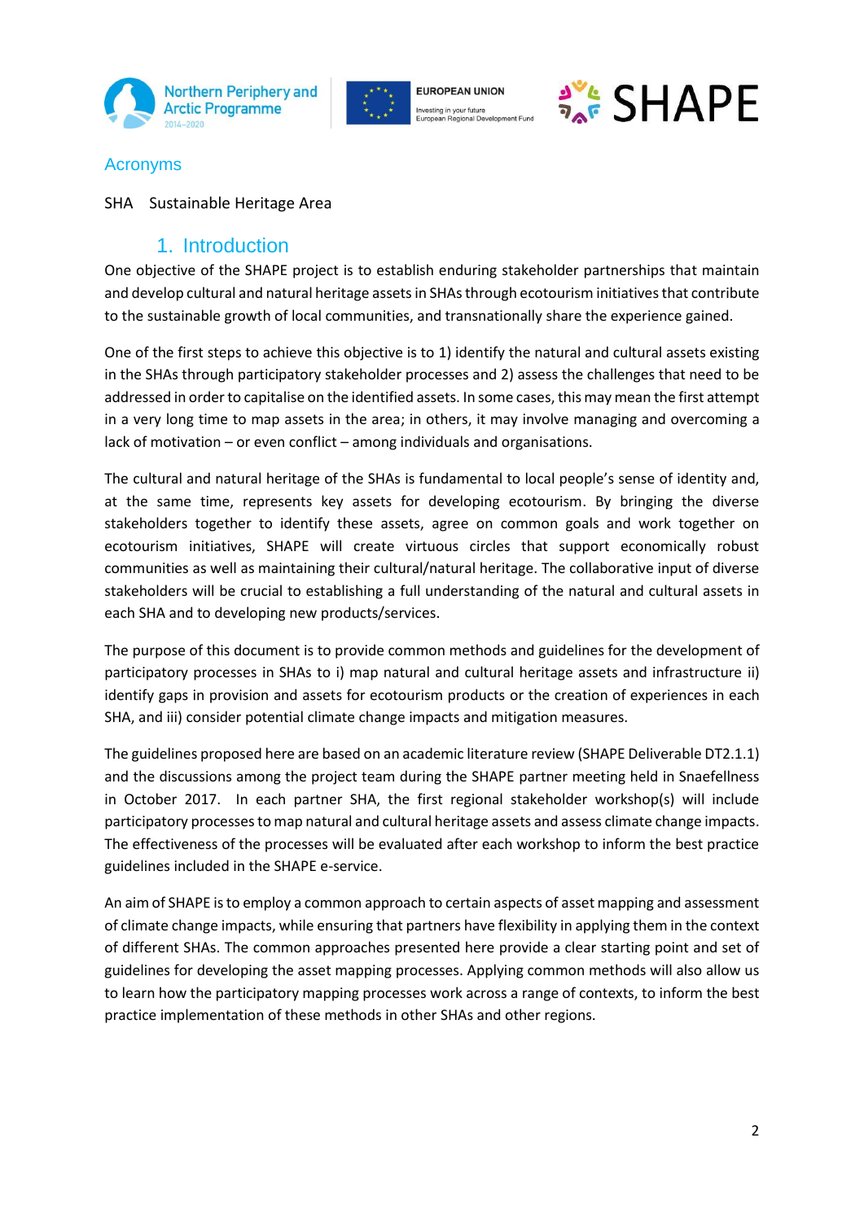## Acronyms

SHA Sustainable Heritage Area

# 1. Introduction

One objective of the SHAPE project is to establish enduring stakeholder partnerships that maintain and develop cultural and natural heritage assets in SHAs through ecotourism initiatives that contribute to the sustainable growth of local communities, and transnationally share the experience gained.

One of the first steps to achieve this objective is to 1) identify the natural and cultural assets existing in the SHAs through participatory stakeholder processes and 2) assess the challenges that need to be addressed in order to capitalise on the identified assets. In some cases, this may mean the first attempt in a very long time to map assets in the area; in others, it may involve managing and overcoming a lack of motivation – or even conflict – among individuals and organisations.

The cultural and natural heritage of the SHAs is fundamental to local people's sense of identity and, at the same time, represents key assets for developing ecotourism. By bringing the diverse stakeholders together to identify these assets, agree on common goals and work together on ecotourism initiatives, SHAPE will create virtuous circles that support economically robust communities as well as maintaining their cultural/natural heritage. The collaborative input of diverse stakeholders will be crucial to establishing a full understanding of the natural and cultural assets in each SHA and to developing new products/services.

The purpose of this document is to provide common methods and guidelines for the development of participatory processes in SHAs to i) map natural and cultural heritage assets and infrastructure ii) identify gaps in provision and assets for ecotourism products or the creation of experiences in each SHA, and iii) consider potential climate change impacts and mitigation measures.

The guidelines proposed here are based on an academic literature review (SHAPE Deliverable DT2.1.1) and the discussions among the project team during the SHAPE partner meeting held in Snaefellness in October 2017. In each partner SHA, the first regional stakeholder workshop(s) will include participatory processes to map natural and cultural heritage assets and assess climate change impacts. The effectiveness of the processes will be evaluated after each workshop to inform the best practice guidelines included in the SHAPE e-service.

An aim of SHAPE is to employ a common approach to certain aspects of asset mapping and assessment of climate change impacts, while ensuring that partners have flexibility in applying them in the context of different SHAs. The common approaches presented here provide a clear starting point and set of guidelines for developing the asset mapping processes. Applying common methods will also allow us to learn how the participatory mapping processes work across a range of contexts, to inform the best practice implementation of these methods in other SHAs and other regions.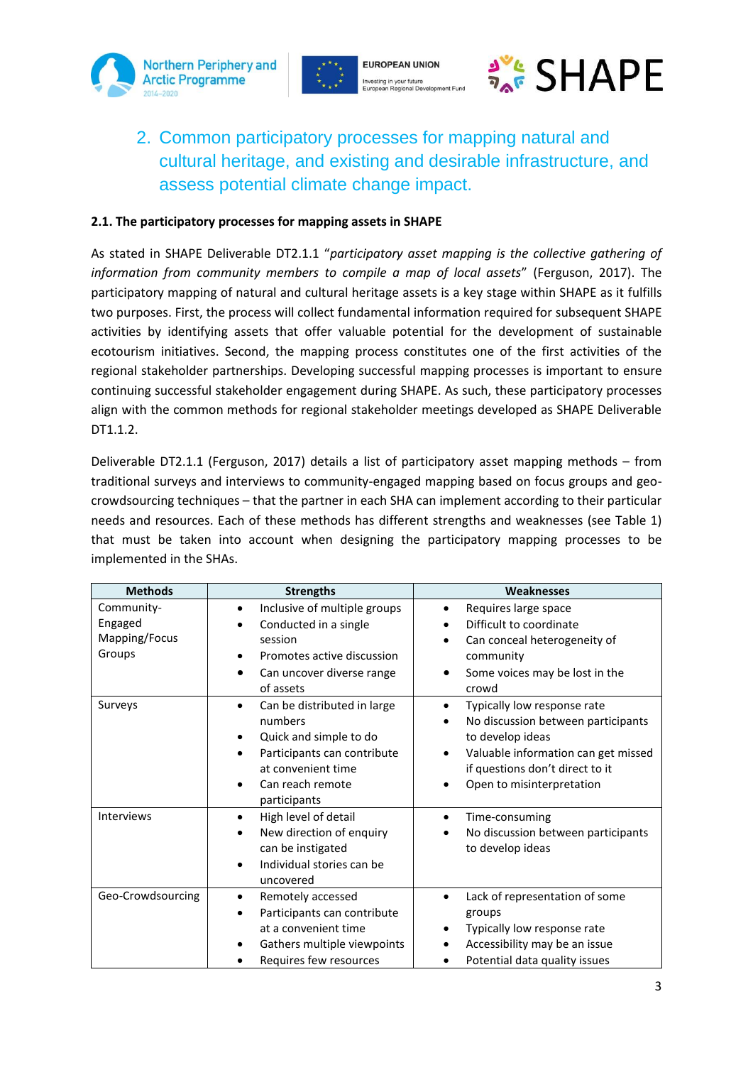## 2. Common participatory processes for mapping natural and cultural heritage, and existing and desirable infrastructure, and assess potential climate change impact.

### 2.1. The participatory processes for mapping assets in SHAPE

As stated in SHAPE Deliverable DT2.1.1 "*participatory asset mapping is the collective gathering of information from community members to compile a map of local assets*" (Ferguson, 2017). The participatory mapping of natural and cultural heritage assets is a key stage within SHAPE as it fulfills two purposes. First, the process will collect fundamental information required for subsequent SHAPE activities by identifying assets that offer valuable potential for the development of sustainable ecotourism initiatives. Second, the mapping process constitutes one of the first activities of the regional stakeholder partnerships. Developing successful mapping processes is important to ensure continuing successful stakeholder engagement during SHAPE. As such, these participatory processes align with the common methods for regional stakeholder meetings developed as SHAPE Deliverable DT1.1.2.

Deliverable DT2.1.1 (Ferguson, 2017) details a list of participatory asset mapping methods – from traditional surveys and interviews to community-engaged mapping based on focus groups and geo-crowdsourcing techniques – that the partner in each SHA can implement according to their particular needs and resources. Each of these methods has different strengths and weaknesses (see Table 1) that must be taken into account when designing the participatory mapping processes to be implemented in the SHAs.

| Methods | Strengths | Weaknesses |
|---|---|---|
| Community-Engaged Mapping/Focus Groups | • Inclusive of multiple groups<br>• Conducted in a single session<br>• Promotes active discussion<br>• Can uncover diverse range of assets | • Requires large space<br>• Difficult to coordinate<br>• Can conceal heterogeneity of community<br>• Some voices may be lost in the crowd |
| Surveys | • Can be distributed in large numbers<br>• Quick and simple to do<br>• Participants can contribute at convenient time<br>• Can reach remote participants | • Typically low response rate<br>• No discussion between participants to develop ideas<br>• Valuable information can get missed if questions don't direct to it<br>• Open to misinterpretation |
| Interviews | • High level of detail<br>• New direction of enquiry can be instigated<br>• Individual stories can be uncovered | • Time-consuming<br>• No discussion between participants to develop ideas |
| Geo-Crowdsourcing | • Remotely accessed<br>• Participants can contribute at a convenient time<br>• Gathers multiple viewpoints<br>• Requires few resources | • Lack of representation of some groups<br>• Typically low response rate<br>• Accessibility may be an issue<br>• Potential data quality issues |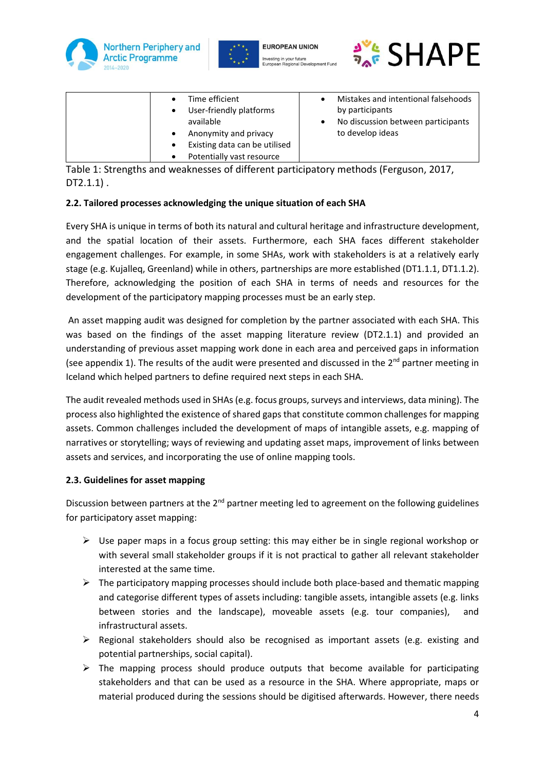| | | |
|---|---|---|
| | - Time efficient<br>- User-friendly platforms available<br>- Anonymity and privacy<br>- Existing data can be utilised<br>- Potentially vast resource | - Mistakes and intentional falsehoods by participants<br>- No discussion between participants to develop ideas |

Table 1: Strengths and weaknesses of different participatory methods (Ferguson, 2017, DT2.1.1) .

### 2.2. Tailored processes acknowledging the unique situation of each SHA

Every SHA is unique in terms of both its natural and cultural heritage and infrastructure development, and the spatial location of their assets. Furthermore, each SHA faces different stakeholder engagement challenges. For example, in some SHAs, work with stakeholders is at a relatively early stage (e.g. Kujalleq, Greenland) while in others, partnerships are more established (DT1.1.1, DT1.1.2). Therefore, acknowledging the position of each SHA in terms of needs and resources for the development of the participatory mapping processes must be an early step.

An asset mapping audit was designed for completion by the partner associated with each SHA. This was based on the findings of the asset mapping literature review (DT2.1.1) and provided an understanding of previous asset mapping work done in each area and perceived gaps in information (see appendix 1). The results of the audit were presented and discussed in the 2nd partner meeting in Iceland which helped partners to define required next steps in each SHA.

The audit revealed methods used in SHAs (e.g. focus groups, surveys and interviews, data mining). The process also highlighted the existence of shared gaps that constitute common challenges for mapping assets. Common challenges included the development of maps of intangible assets, e.g. mapping of narratives or storytelling; ways of reviewing and updating asset maps, improvement of links between assets and services, and incorporating the use of online mapping tools.

### 2.3. Guidelines for asset mapping

Discussion between partners at the 2nd partner meeting led to agreement on the following guidelines for participatory asset mapping:

- Use paper maps in a focus group setting: this may either be in single regional workshop or with several small stakeholder groups if it is not practical to gather all relevant stakeholder interested at the same time.
- The participatory mapping processes should include both place-based and thematic mapping and categorise different types of assets including: tangible assets, intangible assets (e.g. links between stories and the landscape), moveable assets (e.g. tour companies), and infrastructural assets.
- Regional stakeholders should also be recognised as important assets (e.g. existing and potential partnerships, social capital).
- The mapping process should produce outputs that become available for participating stakeholders and that can be used as a resource in the SHA. Where appropriate, maps or material produced during the sessions should be digitised afterwards. However, there needs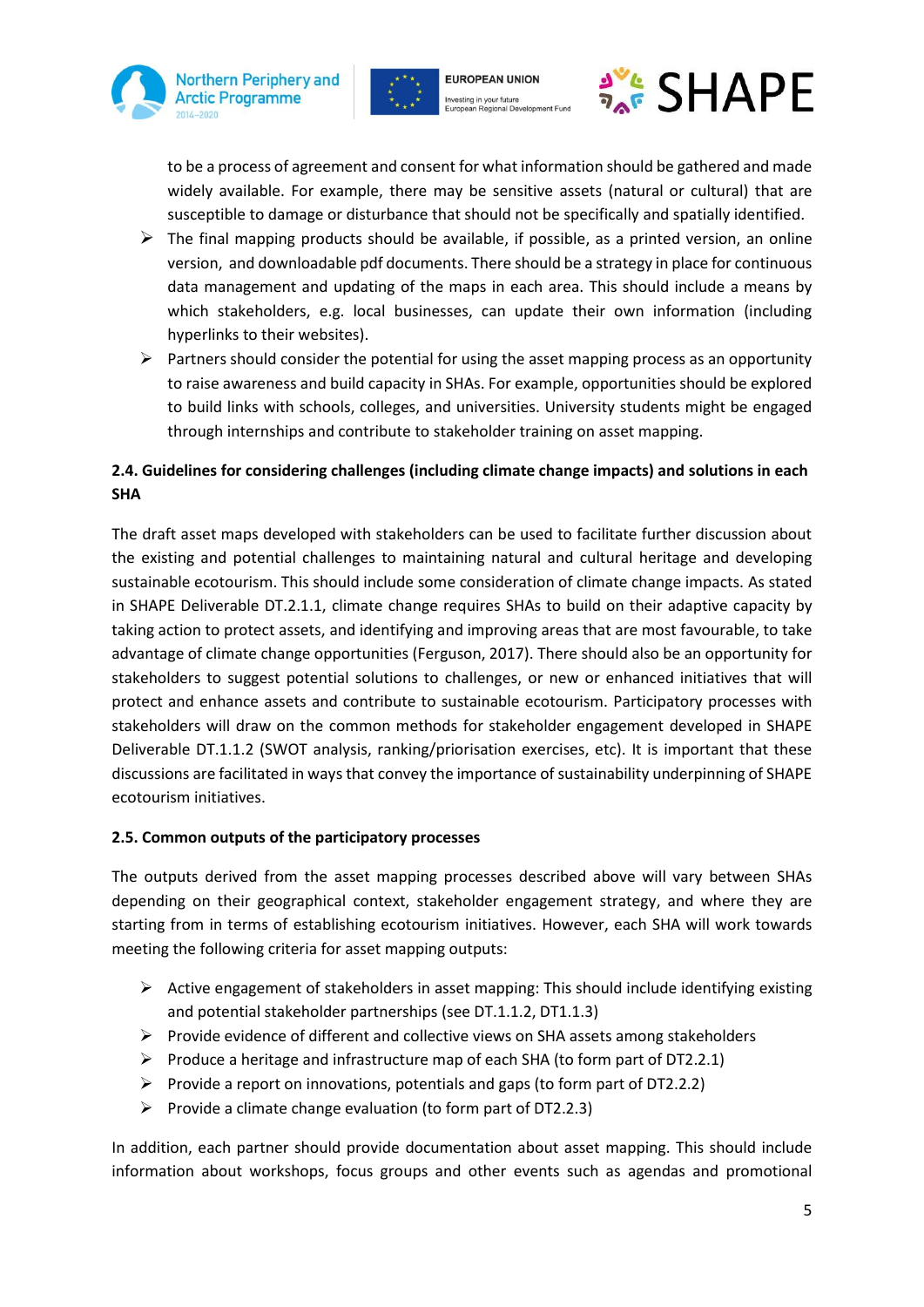to be a process of agreement and consent for what information should be gathered and made widely available. For example, there may be sensitive assets (natural or cultural) that are susceptible to damage or disturbance that should not be specifically and spatially identified.

- The final mapping products should be available, if possible, as a printed version, an online version, and downloadable pdf documents. There should be a strategy in place for continuous data management and updating of the maps in each area. This should include a means by which stakeholders, e.g. local businesses, can update their own information (including hyperlinks to their websites).
- Partners should consider the potential for using the asset mapping process as an opportunity to raise awareness and build capacity in SHAs. For example, opportunities should be explored to build links with schools, colleges, and universities. University students might be engaged through internships and contribute to stakeholder training on asset mapping.

### 2.4. Guidelines for considering challenges (including climate change impacts) and solutions in each SHA

The draft asset maps developed with stakeholders can be used to facilitate further discussion about the existing and potential challenges to maintaining natural and cultural heritage and developing sustainable ecotourism. This should include some consideration of climate change impacts. As stated in SHAPE Deliverable DT.2.1.1, climate change requires SHAs to build on their adaptive capacity by taking action to protect assets, and identifying and improving areas that are most favourable, to take advantage of climate change opportunities (Ferguson, 2017). There should also be an opportunity for stakeholders to suggest potential solutions to challenges, or new or enhanced initiatives that will protect and enhance assets and contribute to sustainable ecotourism. Participatory processes with stakeholders will draw on the common methods for stakeholder engagement developed in SHAPE Deliverable DT.1.1.2 (SWOT analysis, ranking/priorisation exercises, etc). It is important that these discussions are facilitated in ways that convey the importance of sustainability underpinning of SHAPE ecotourism initiatives.

### 2.5. Common outputs of the participatory processes

The outputs derived from the asset mapping processes described above will vary between SHAs depending on their geographical context, stakeholder engagement strategy, and where they are starting from in terms of establishing ecotourism initiatives. However, each SHA will work towards meeting the following criteria for asset mapping outputs:

- Active engagement of stakeholders in asset mapping: This should include identifying existing and potential stakeholder partnerships (see DT.1.1.2, DT1.1.3)
- Provide evidence of different and collective views on SHA assets among stakeholders
- Produce a heritage and infrastructure map of each SHA (to form part of DT2.2.1)
- Provide a report on innovations, potentials and gaps (to form part of DT2.2.2)
- Provide a climate change evaluation (to form part of DT2.2.3)

In addition, each partner should provide documentation about asset mapping. This should include information about workshops, focus groups and other events such as agendas and promotional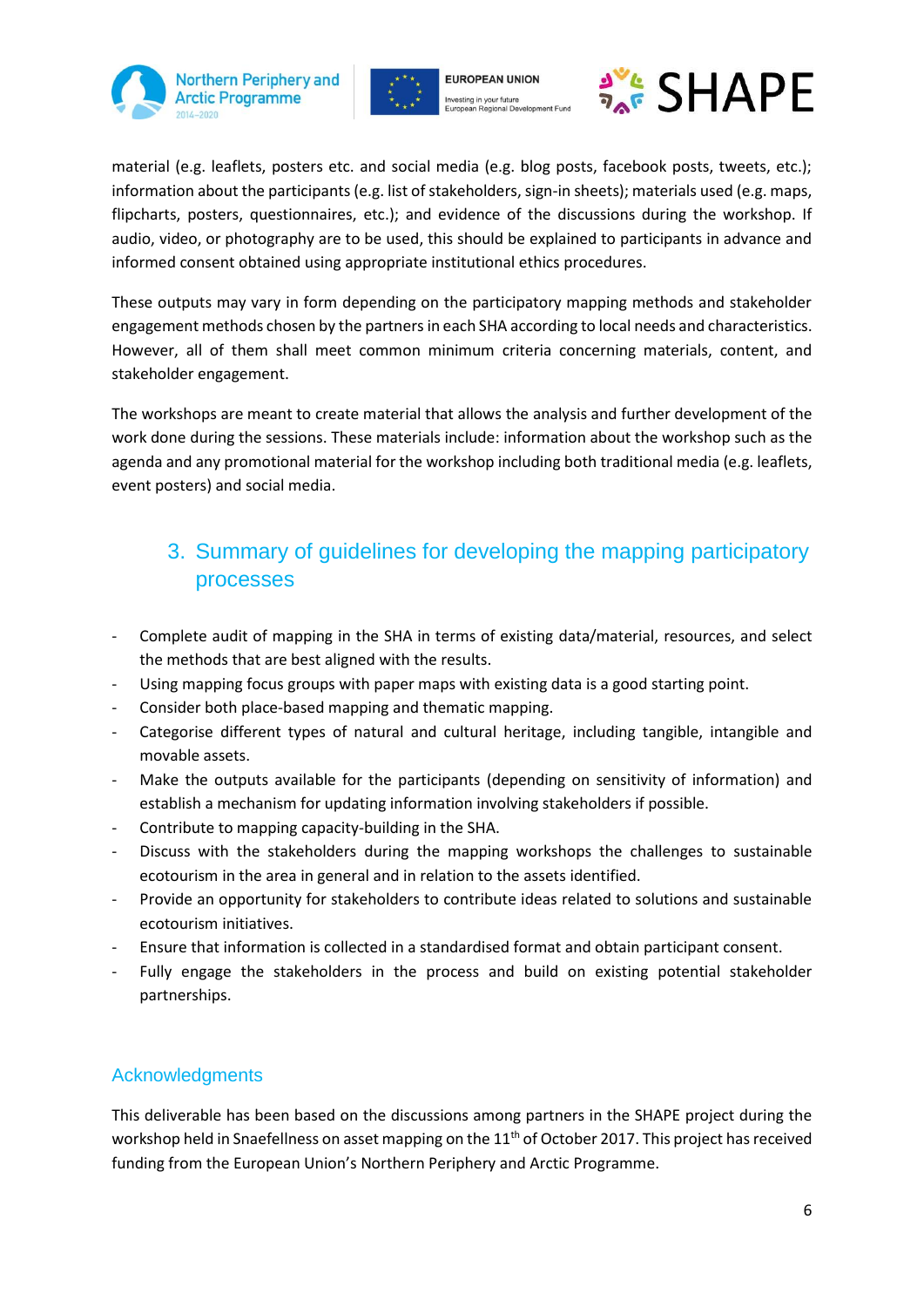material (e.g. leaflets, posters etc. and social media (e.g. blog posts, facebook posts, tweets, etc.); information about the participants (e.g. list of stakeholders, sign-in sheets); materials used (e.g. maps, flipcharts, posters, questionnaires, etc.); and evidence of the discussions during the workshop. If audio, video, or photography are to be used, this should be explained to participants in advance and informed consent obtained using appropriate institutional ethics procedures.

These outputs may vary in form depending on the participatory mapping methods and stakeholder engagement methods chosen by the partners in each SHA according to local needs and characteristics. However, all of them shall meet common minimum criteria concerning materials, content, and stakeholder engagement.

The workshops are meant to create material that allows the analysis and further development of the work done during the sessions. These materials include: information about the workshop such as the agenda and any promotional material for the workshop including both traditional media (e.g. leaflets, event posters) and social media.

## 3. Summary of guidelines for developing the mapping participatory processes

- Complete audit of mapping in the SHA in terms of existing data/material, resources, and select the methods that are best aligned with the results.
- Using mapping focus groups with paper maps with existing data is a good starting point.
- Consider both place-based mapping and thematic mapping.
- Categorise different types of natural and cultural heritage, including tangible, intangible and movable assets.
- Make the outputs available for the participants (depending on sensitivity of information) and establish a mechanism for updating information involving stakeholders if possible.
- Contribute to mapping capacity-building in the SHA.
- Discuss with the stakeholders during the mapping workshops the challenges to sustainable ecotourism in the area in general and in relation to the assets identified.
- Provide an opportunity for stakeholders to contribute ideas related to solutions and sustainable ecotourism initiatives.
- Ensure that information is collected in a standardised format and obtain participant consent.
- Fully engage the stakeholders in the process and build on existing potential stakeholder partnerships.

## Acknowledgments

This deliverable has been based on the discussions among partners in the SHAPE project during the workshop held in Snaefellness on asset mapping on the 11th of October 2017. This project has received funding from the European Union's Northern Periphery and Arctic Programme.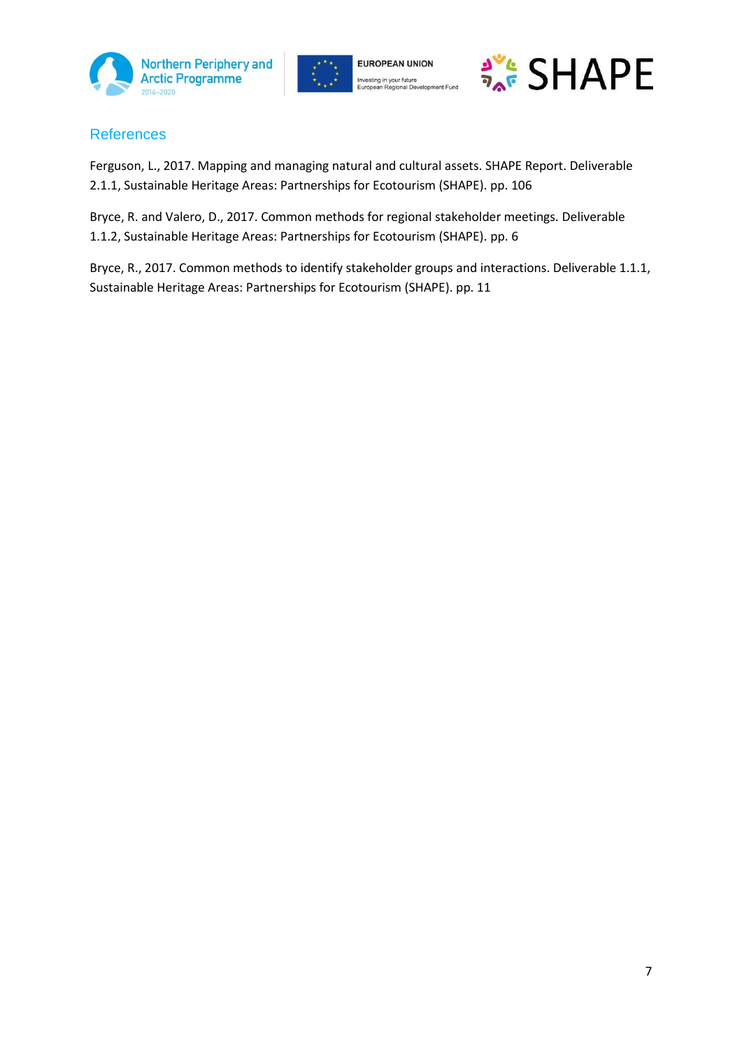## References

Ferguson, L., 2017. Mapping and managing natural and cultural assets. SHAPE Report. Deliverable 2.1.1, Sustainable Heritage Areas: Partnerships for Ecotourism (SHAPE). pp. 106

Bryce, R. and Valero, D., 2017. Common methods for regional stakeholder meetings. Deliverable 1.1.2, Sustainable Heritage Areas: Partnerships for Ecotourism (SHAPE). pp. 6

Bryce, R., 2017. Common methods to identify stakeholder groups and interactions. Deliverable 1.1.1, Sustainable Heritage Areas: Partnerships for Ecotourism (SHAPE). pp. 11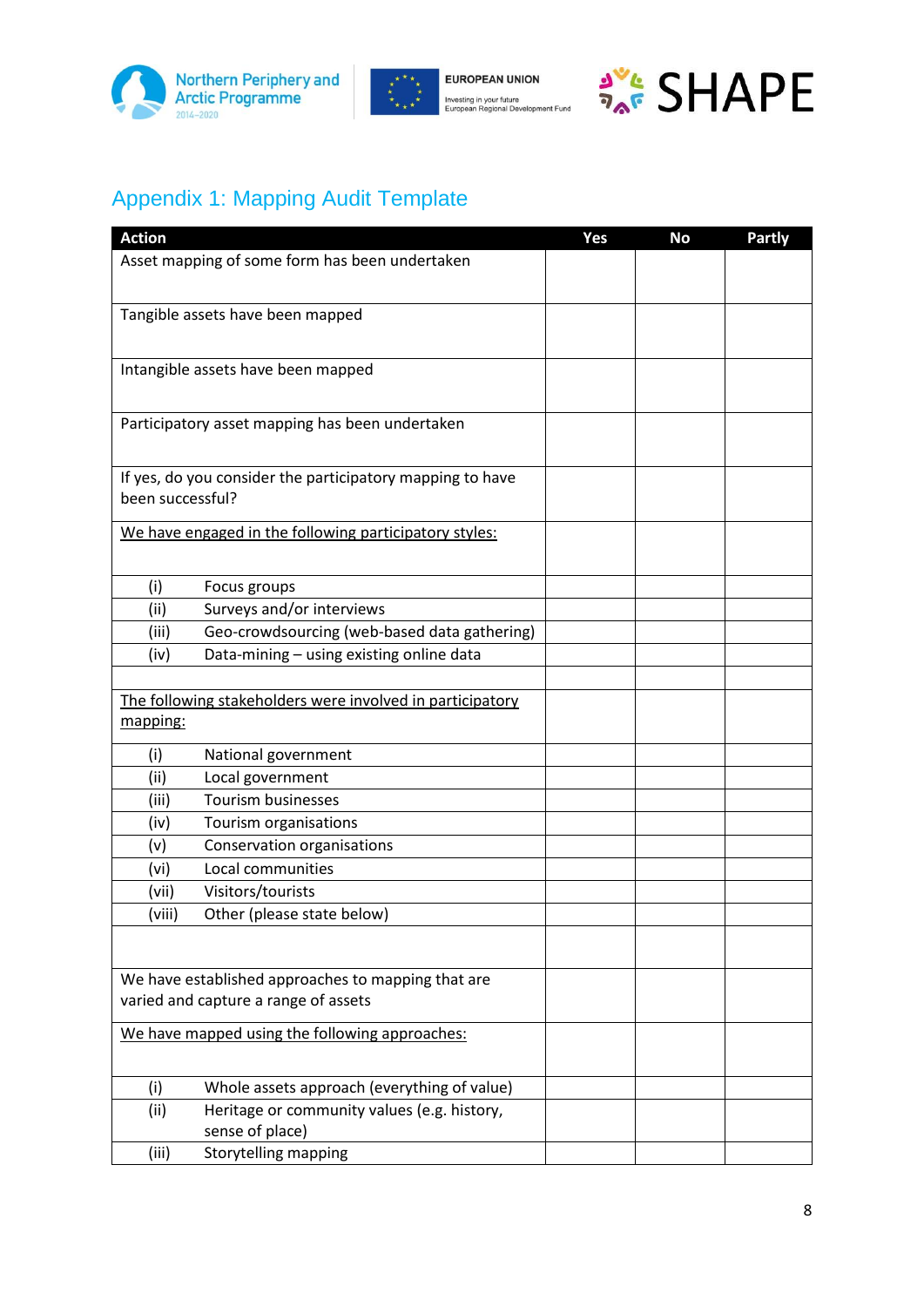## Appendix 1: Mapping Audit Template

| Action | Yes | No | Partly |
|---|---|---|---|
| Asset mapping of some form has been undertaken | | | |
| Tangible assets have been mapped | | | |
| Intangible assets have been mapped | | | |
| Participatory asset mapping has been undertaken | | | |
| If yes, do you consider the participatory mapping to have been successful? | | | |
| <u>We have engaged in the following participatory styles:</u> | | | |
| (i) Focus groups | | | |
| (ii) Surveys and/or interviews | | | |
| (iii) Geo-crowdsourcing (web-based data gathering) | | | |
| (iv) Data-mining – using existing online data | | | |
| | | | |
| <u>The following stakeholders were involved in participatory mapping:</u> | | | |
| (i) National government | | | |
| (ii) Local government | | | |
| (iii) Tourism businesses | | | |
| (iv) Tourism organisations | | | |
| (v) Conservation organisations | | | |
| (vi) Local communities | | | |
| (vii) Visitors/tourists | | | |
| (viii) Other (please state below) | | | |
| | | | |
| We have established approaches to mapping that are varied and capture a range of assets | | | |
| <u>We have mapped using the following approaches:</u> | | | |
| (i) Whole assets approach (everything of value) | | | |
| (ii) Heritage or community values (e.g. history, sense of place) | | | |
| (iii) Storytelling mapping | | | |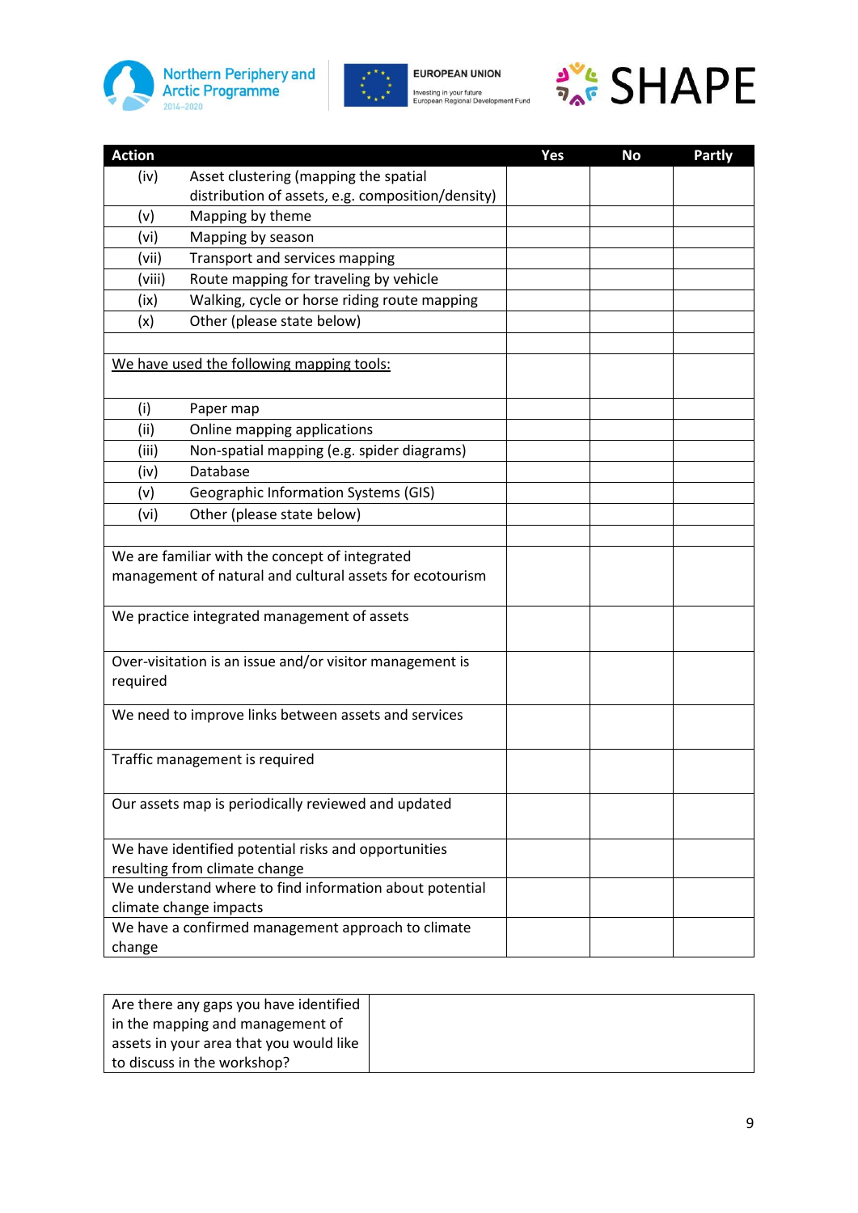| Action | | Yes | No | Partly |
|---|---|---|---|---|
| (iv) | Asset clustering (mapping the spatial distribution of assets, e.g. composition/density) | | | |
| (v) | Mapping by theme | | | |
| (vi) | Mapping by season | | | |
| (vii) | Transport and services mapping | | | |
| (viii) | Route mapping for traveling by vehicle | | | |
| (ix) | Walking, cycle or horse riding route mapping | | | |
| (x) | Other (please state below) | | | |
| | | | | |
| We have used the following mapping tools: | | | | |
| (i) | Paper map | | | |
| (ii) | Online mapping applications | | | |
| (iii) | Non-spatial mapping (e.g. spider diagrams) | | | |
| (iv) | Database | | | |
| (v) | Geographic Information Systems (GIS) | | | |
| (vi) | Other (please state below) | | | |
| | | | | |
| We are familiar with the concept of integrated management of natural and cultural assets for ecotourism | | | | |
| We practice integrated management of assets | | | | |
| Over-visitation is an issue and/or visitor management is required | | | | |
| We need to improve links between assets and services | | | | |
| Traffic management is required | | | | |
| Our assets map is periodically reviewed and updated | | | | |
| We have identified potential risks and opportunities resulting from climate change | | | | |
| We understand where to find information about potential climate change impacts | | | | |
| We have a confirmed management approach to climate change | | | | |

| | |
|---|---|
| Are there any gaps you have identified in the mapping and management of assets in your area that you would like to discuss in the workshop? | |